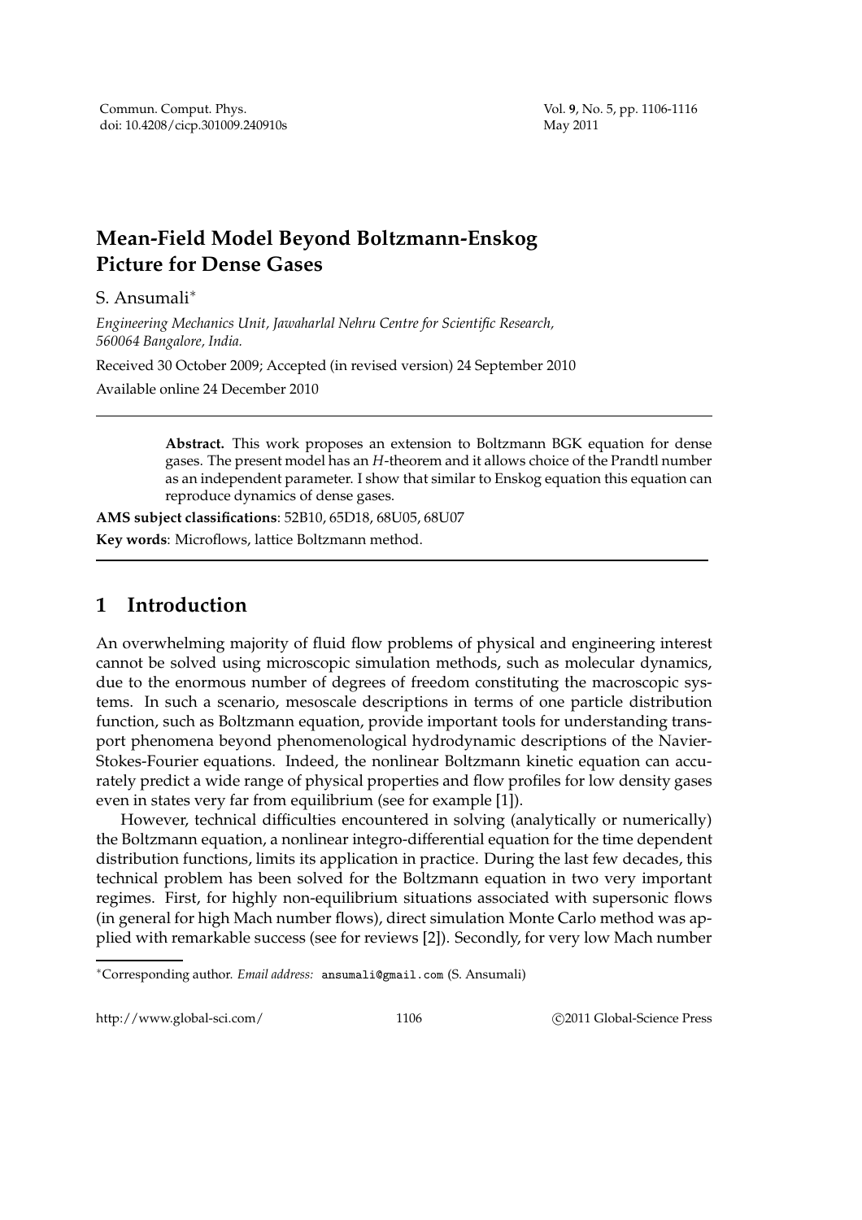# Mean-Field Model Beyond Boltzmann-Enskog Picture for Dense Gases

S. Ansumali*

*Engineering Mechanics Unit, Jawaharlal Nehru Centre for Scientific Research, 560064 Bangalore, India.*

Received 30 October 2009; Accepted (in revised version) 24 September 2010

Available online 24 December 2010

---

> **Abstract.** This work proposes an extension to Boltzmann BGK equation for dense gases. The present model has an $H$-theorem and it allows choice of the Prandtl number as an independent parameter. I show that similar to Enskog equation this equation can reproduce dynamics of dense gases.

**AMS subject classifications**: 52B10, 65D18, 68U05, 68U07

**Key words**: Microflows, lattice Boltzmann method.

---

## 1 Introduction

An overwhelming majority of fluid flow problems of physical and engineering interest cannot be solved using microscopic simulation methods, such as molecular dynamics, due to the enormous number of degrees of freedom constituting the macroscopic systems. In such a scenario, mesoscale descriptions in terms of one particle distribution function, such as Boltzmann equation, provide important tools for understanding transport phenomena beyond phenomenological hydrodynamic descriptions of the Navier-Stokes-Fourier equations. Indeed, the nonlinear Boltzmann kinetic equation can accurately predict a wide range of physical properties and flow profiles for low density gases even in states very far from equilibrium (see for example [1]).

However, technical difficulties encountered in solving (analytically or numerically) the Boltzmann equation, a nonlinear integro-differential equation for the time dependent distribution functions, limits its application in practice. During the last few decades, this technical problem has been solved for the Boltzmann equation in two very important regimes. First, for highly non-equilibrium situations associated with supersonic flows (in general for high Mach number flows), direct simulation Monte Carlo method was applied with remarkable success (see for reviews [2]). Secondly, for very low Mach number

---

*Corresponding author. *Email address:* ansumali@gmail.com (S. Ansumali)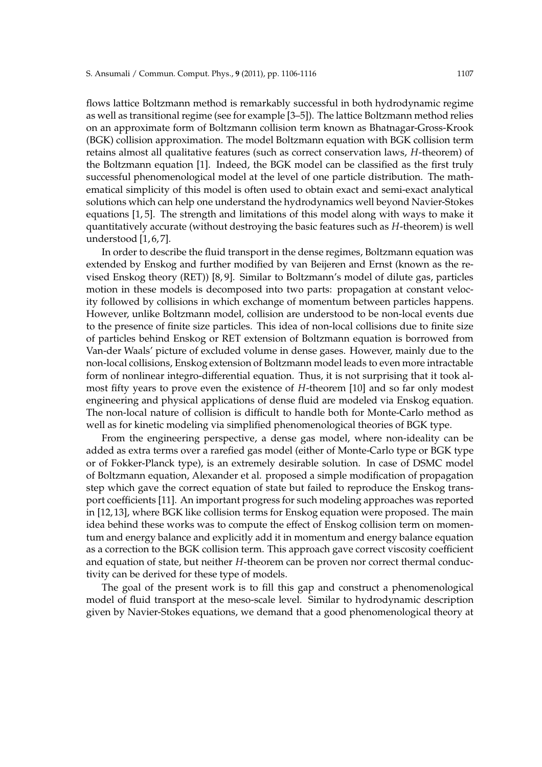flows lattice Boltzmann method is remarkably successful in both hydrodynamic regime as well as transitional regime (see for example [3–5]). The lattice Boltzmann method relies on an approximate form of Boltzmann collision term known as Bhatnagar-Gross-Krook (BGK) collision approximation. The model Boltzmann equation with BGK collision term retains almost all qualitative features (such as correct conservation laws, $H$-theorem) of the Boltzmann equation [1]. Indeed, the BGK model can be classified as the first truly successful phenomenological model at the level of one particle distribution. The mathematical simplicity of this model is often used to obtain exact and semi-exact analytical solutions which can help one understand the hydrodynamics well beyond Navier-Stokes equations [1, 5]. The strength and limitations of this model along with ways to make it quantitatively accurate (without destroying the basic features such as $H$-theorem) is well understood [1, 6, 7].

In order to describe the fluid transport in the dense regimes, Boltzmann equation was extended by Enskog and further modified by van Beijeren and Ernst (known as the revised Enskog theory (RET)) [8, 9]. Similar to Boltzmann's model of dilute gas, particles motion in these models is decomposed into two parts: propagation at constant velocity followed by collisions in which exchange of momentum between particles happens. However, unlike Boltzmann model, collision are understood to be non-local events due to the presence of finite size particles. This idea of non-local collisions due to finite size of particles behind Enskog or RET extension of Boltzmann equation is borrowed from Van-der Waals' picture of excluded volume in dense gases. However, mainly due to the non-local collisions, Enskog extension of Boltzmann model leads to even more intractable form of nonlinear integro-differential equation. Thus, it is not surprising that it took almost fifty years to prove even the existence of $H$-theorem [10] and so far only modest engineering and physical applications of dense fluid are modeled via Enskog equation. The non-local nature of collision is difficult to handle both for Monte-Carlo method as well as for kinetic modeling via simplified phenomenological theories of BGK type.

From the engineering perspective, a dense gas model, where non-ideality can be added as extra terms over a rarefied gas model (either of Monte-Carlo type or BGK type or of Fokker-Planck type), is an extremely desirable solution. In case of DSMC model of Boltzmann equation, Alexander et al. proposed a simple modification of propagation step which gave the correct equation of state but failed to reproduce the Enskog transport coefficients [11]. An important progress for such modeling approaches was reported in [12, 13], where BGK like collision terms for Enskog equation were proposed. The main idea behind these works was to compute the effect of Enskog collision term on momentum and energy balance and explicitly add it in momentum and energy balance equation as a correction to the BGK collision term. This approach gave correct viscosity coefficient and equation of state, but neither $H$-theorem can be proven nor correct thermal conductivity can be derived for these type of models.

The goal of the present work is to fill this gap and construct a phenomenological model of fluid transport at the meso-scale level. Similar to hydrodynamic description given by Navier-Stokes equations, we demand that a good phenomenological theory at